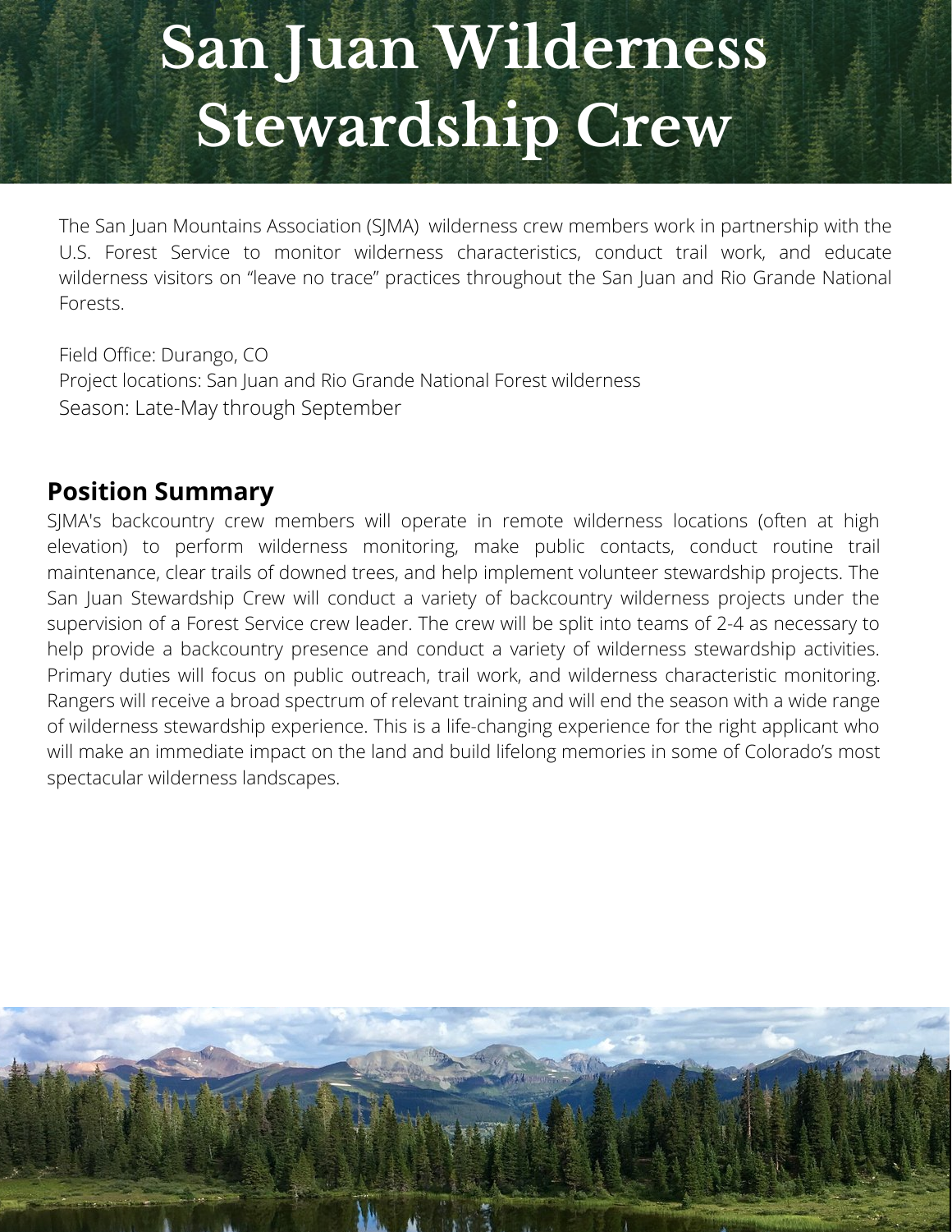# San Juan Wilderness Stewardship Crew

The San Juan Mountains Association (SJMA) wilderness crew members work in partnership with the U.S. Forest Service to monitor wilderness characteristics, conduct trail work, and educate wilderness visitors on "leave no trace" practices throughout the San Juan and Rio Grande National Forests.

Field Office: Durango, CO
Project locations: San Juan and Rio Grande National Forest wilderness
Season: Late-May through September

## Position Summary

SJMA's backcountry crew members will operate in remote wilderness locations (often at high elevation) to perform wilderness monitoring, make public contacts, conduct routine trail maintenance, clear trails of downed trees, and help implement volunteer stewardship projects. The San Juan Stewardship Crew will conduct a variety of backcountry wilderness projects under the supervision of a Forest Service crew leader. The crew will be split into teams of 2-4 as necessary to help provide a backcountry presence and conduct a variety of wilderness stewardship activities. Primary duties will focus on public outreach, trail work, and wilderness characteristic monitoring. Rangers will receive a broad spectrum of relevant training and will end the season with a wide range of wilderness stewardship experience. This is a life-changing experience for the right applicant who will make an immediate impact on the land and build lifelong memories in some of Colorado's most spectacular wilderness landscapes.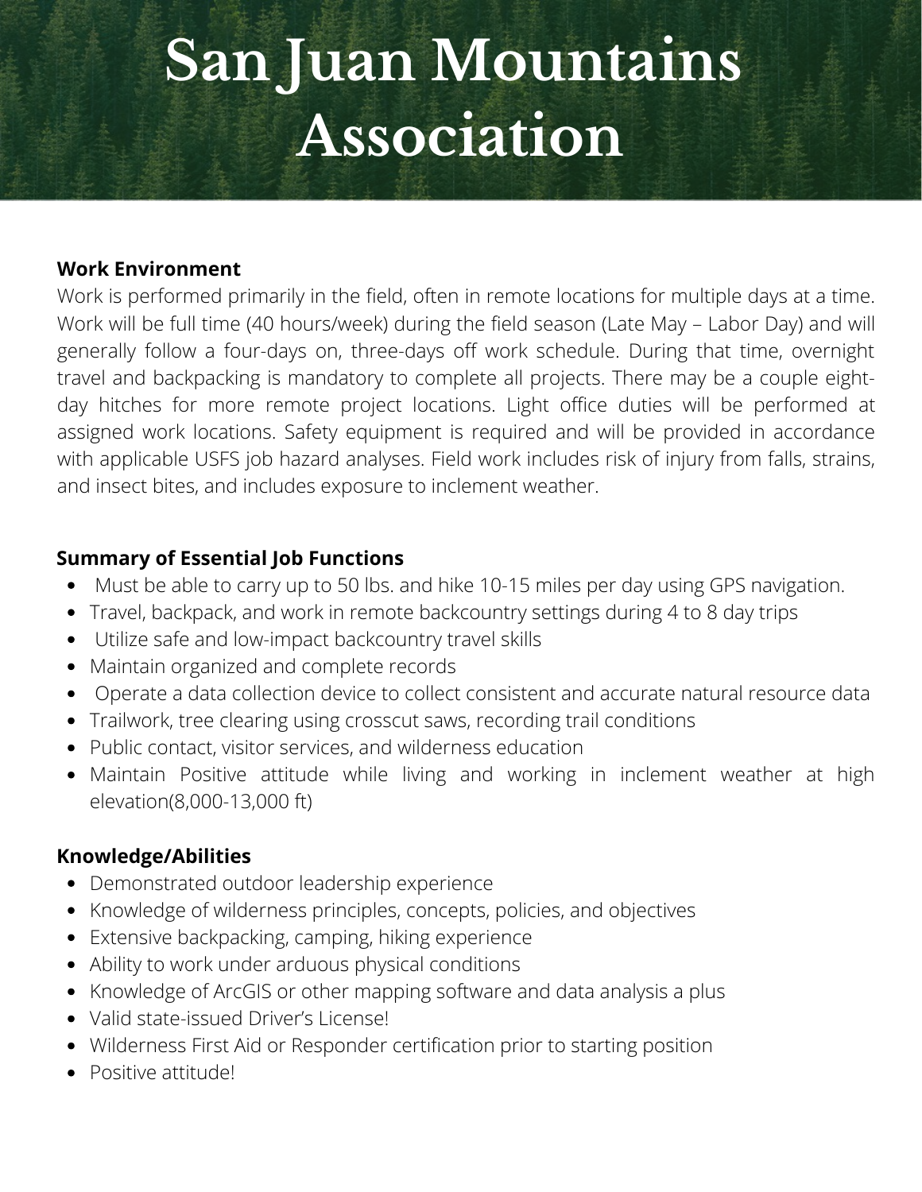# San Juan Mountains Association

**Work Environment**

Work is performed primarily in the field, often in remote locations for multiple days at a time. Work will be full time (40 hours/week) during the field season (Late May – Labor Day) and will generally follow a four-days on, three-days off work schedule. During that time, overnight travel and backpacking is mandatory to complete all projects. There may be a couple eight-day hitches for more remote project locations. Light office duties will be performed at assigned work locations. Safety equipment is required and will be provided in accordance with applicable USFS job hazard analyses. Field work includes risk of injury from falls, strains, and insect bites, and includes exposure to inclement weather.

**Summary of Essential Job Functions**

- Must be able to carry up to 50 lbs. and hike 10-15 miles per day using GPS navigation.
- Travel, backpack, and work in remote backcountry settings during 4 to 8 day trips
- Utilize safe and low-impact backcountry travel skills
- Maintain organized and complete records
- Operate a data collection device to collect consistent and accurate natural resource data
- Trailwork, tree clearing using crosscut saws, recording trail conditions
- Public contact, visitor services, and wilderness education
- Maintain Positive attitude while living and working in inclement weather at high elevation(8,000-13,000 ft)

**Knowledge/Abilities**

- Demonstrated outdoor leadership experience
- Knowledge of wilderness principles, concepts, policies, and objectives
- Extensive backpacking, camping, hiking experience
- Ability to work under arduous physical conditions
- Knowledge of ArcGIS or other mapping software and data analysis a plus
- Valid state-issued Driver's License!
- Wilderness First Aid or Responder certification prior to starting position
- Positive attitude!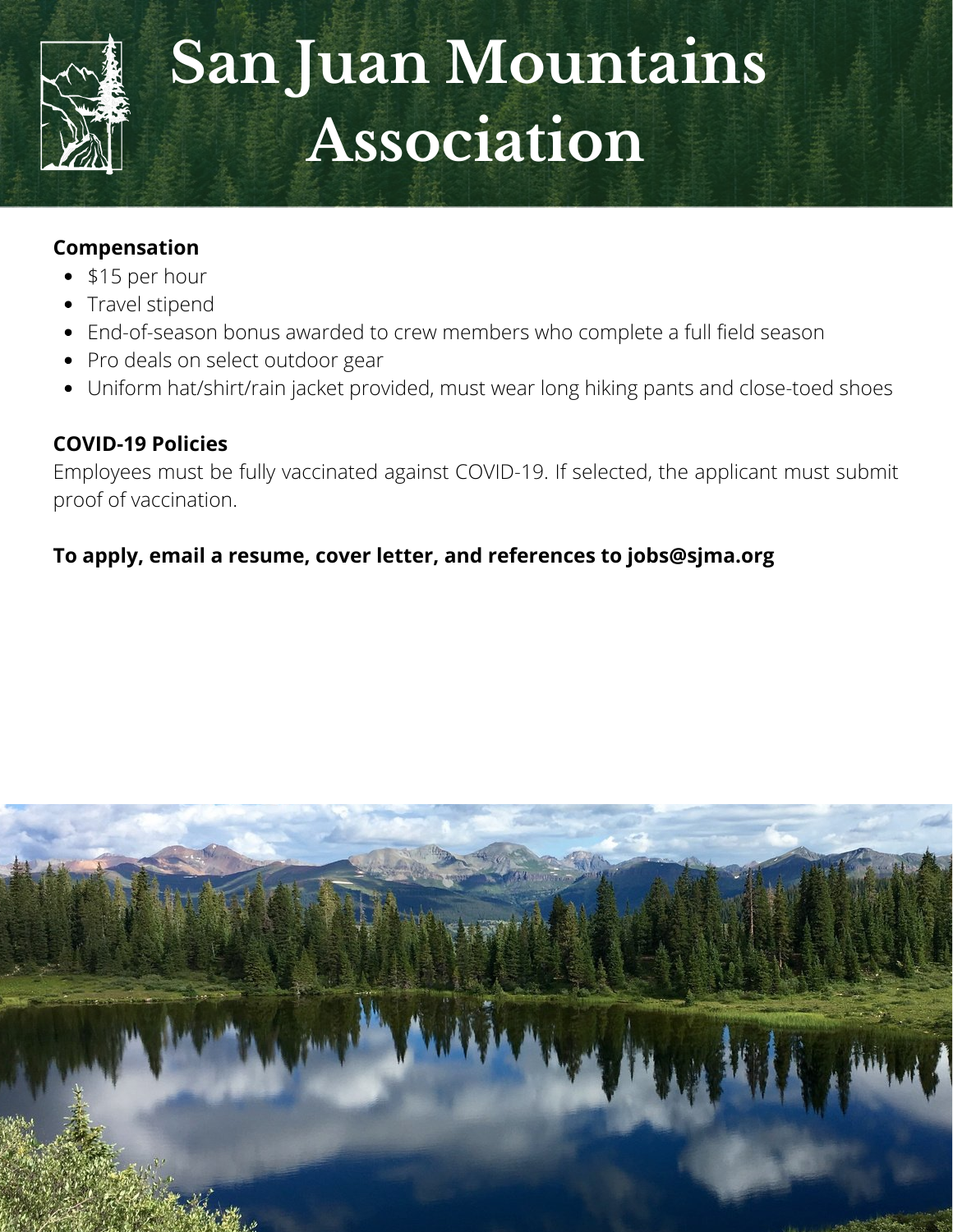# San Juan Mountains Association

**Compensation**

- $15 per hour
- Travel stipend
- End-of-season bonus awarded to crew members who complete a full field season
- Pro deals on select outdoor gear
- Uniform hat/shirt/rain jacket provided, must wear long hiking pants and close-toed shoes

**COVID-19 Policies**

Employees must be fully vaccinated against COVID-19. If selected, the applicant must submit proof of vaccination.

**To apply, email a resume, cover letter, and references to jobs@sjma.org**